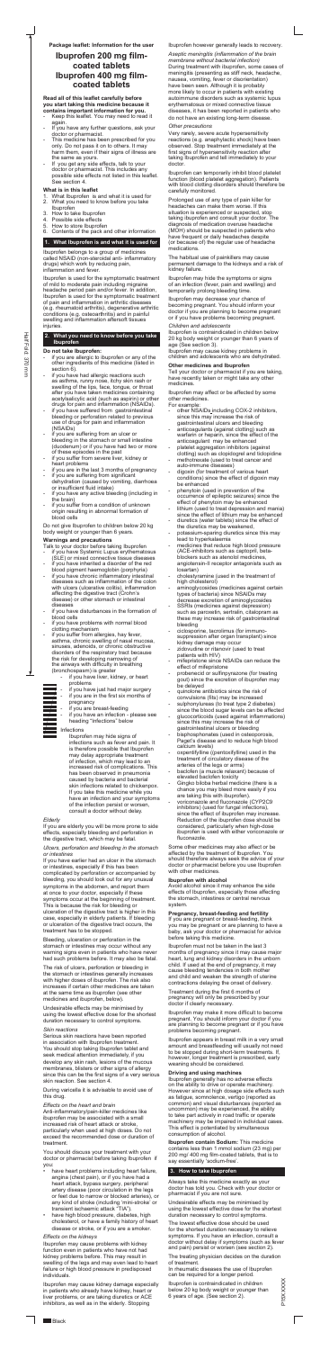**Package leaflet: Information for the user**

# Ibuprofen 200 mg film-coated tablets Ibuprofen 400 mg film-coated tablets

**Read all of this leaflet carefully before you start taking this medicine because it contains important information for you.**
- Keep this leaflet. You may need to read it again.
- If you have any further questions, ask your doctor or pharmacist.
- This medicine has been prescribed for you only. Do not pass it on to others. It may harm them, even if their signs of illness are the same as yours.
- If you get any side effects, talk to your doctor or pharmacist. This includes any possible side effects not listed in this leaflet. See section 4.

**What is in this leaflet**
1. What Ibuprofen is and what it is used for
2. What you need to know before you take Ibuprofen
3. How to take Ibuprofen
4. Possible side effects
5. How to store Ibuprofen
6. Contents of the pack and other information

## 1. What Ibuprofen is and what it is used for

Ibuprofen belongs to a group of medicines called NSAID (non-steroidal anti- inflammatory drugs) which work by reducing pain, inflammation and fever.

Ibuprofen is used for the symptomatic treatment of mild to moderate pain including migraine headache period pain and/or fever. In addition, Ibuprofen is used for the symptomatic treatment of pain and inflammation in arthritic diseases (e.g. rheumatoid arthritis), degenerative arthritic conditions (e.g. osteoarthritis) and in painful swelling and inflammation aftersoft tissues injuries.

## 2. What you need to know before you take Ibuprofen

**Do not take Ibuprofen:**
- if you are allergic to ibuprofen or any of the other ingredients of this medicine (listed in section 6),
- if you have had allergic reactions such as asthma, runny nose, itchy skin rash or swelling of the lips, face, tongue, or throat after you have taken medicines containing acetylsalicylic acid (such as aspirin) or other drugs for pain and inflammation (NSAIDs).
- if you have suffered from gastrointestinal bleeding or perforation related to previous use of drugs for pain and inflammation (NSAIDs)
- if you are suffering from an ulcer or bleeding in the stomach or small intestine (duodenum) or if you have had two or more of these episodes in the past
- if you suffer from severe liver, kidney or heart problems
- if you are in the last 3 months of pregnancy
- if you are suffering from significant dehydration (caused by vomiting, diarrhoea or insufficient fluid intake)
- if you have any active bleeding (including in the brain)
- if you suffer from a condition of unknown origin resulting in abnormal formation of blood cells

Do not give Ibuprofen to children below 20 kg body weight or younger than 6 years.

**Warnings and precautions**

Talk to your doctor before taking Ibuprofen
- if you have Systemic Lupus erythematosus (SLE) or mixed connective tissue diseases
- if you have inherited a disorder of the red blood pigment haemoglobin (porphyria)
- if you have chronic inflammatory intestinal diseases such as inflammation of the colon with ulcers (ulcerative colitis), inflammation affecting the digestive tract (Crohn's disease) or other stomach or intestinal diseases
- if you have disturbances in the formation of blood cells
- if you have problems with normal blood clotting mechanism
- if you suffer from allergies, hay fever, asthma, chronic swelling of nasal mucosa, sinuses, adenoids, or chronic obstructive disorders of the respiratory tract because the risk for developing narrowing of the airways with difficulty in breathing (bronchospasm) is greater
- if you have liver, kidney, or heart problems
- if you have just had major surgery
- if you are in the first six months of pregnancy
- if you are breast-feeding
- if you have an infection - please see heading "Infections" below

**Infections**

Ibuprofen may hide signs of infections such as fever and pain. It is therefore possible that Ibuprofen may delay appropriate treatment of infection, which may lead to an increased risk of complications. This has been observed in pneumonia caused by bacteria and bacterial skin infections related to chickenpox. If you take this medicine while you have an infection and your symptoms of the infection persist or worsen, consult a doctor without delay.

*Elderly*

If you are elderly you will be more prone to side effects, especially bleeding and perforation in the digestive tract, which may be fatal.

*Ulcers, perforation and bleeding in the stomach or intestines*

If you have earlier had an ulcer in the stomach or intestines, especially if this has been complicated by perforation or accompanied by bleeding, you should look out for any unusual symptoms in the abdomen and report them at once to your doctor, especially if these symptoms occur at the beginning of treatment. This is because the risk for bleeding or ulceration of the digestive tract is higher in this case, especially in elderly patients. If bleeding or ulceration of the digestive tract occurs, the treatment has to be stopped.

Bleeding, ulceration or perforation in the stomach or intestines may occur without any warning signs even in patients who have never had such problems before. It may also be fatal.

The risk of ulcers, perforation or bleeding in the stomach or intestines generally increases with higher doses of ibuprofen. The risk also increases if certain other medicines are taken at the same time as ibuprofen (see other medicines and ibuprofen, below).

Undesirable effects may be minimised by using the lowest effective dose for the shortest duration necessary to control symptoms.

*Skin reactions*

Serious skin reactions have been reported in association with Ibuprofen treatment. You should stop taking Ibuprofen tablet and seek medical attention immediately, if you develop any skin rash, lesions of the mucous membranes, blisters or other signs of allergy since this can be the first signs of a very serious skin reaction. See section 4.

During varicella it is advisable to avoid use of this drug.

*Effects on the heart and brain*

Anti-inflammatory/pain-killer medicines like ibuprofen may be associated with a small increased risk of heart attack or stroke, particularly when used at high doses. Do not exceed the recommended dose or duration of treatment.

You should discuss your treatment with your doctor or pharmacist before taking Ibuprofen if you:
- have heart problems including heart failure, angina (chest pain), or if you have had a heart attack, bypass surgery, peripheral artery disease (poor circulation in the legs or feet due to narrow or blocked arteries), or any kind of stroke (including 'mini-stroke' or transient ischaemic attack "TIA").
- have high blood pressure, diabetes, high cholesterol, or have a family history of heart disease or stroke, or if you are a smoker.

*Effects on the kidneys*

Ibuprofen may cause problems with kidney function even in patients who have not had kidney problems before. This may result in swelling of the legs and may even lead to heart failure or high blood pressure in predisposed individuals.

Ibuprofen may cause kidney damage especially in patients who already have kidney, heart or liver problems, or are taking diuretics or ACE inhibitors, as well as in the elderly. Stopping Ibuprofen however generally leads to recovery.

*Aseptic meningitis (inflammation of the brain membrane without bacterial infection)*

During treatment with ibuprofen, some cases of meningitis (presenting as stiff neck, headache, nausea, vomiting, fever or disorientation) have been seen. Although it is probably more likely to occur in patients with existing autoimmune disorders such as systemic lupus erythematosus or mixed connective tissue diseases, it has been reported in patients who do not have an existing long-term disease.

*Other precautions*

Very rarely, severe acute hypersensitivity reactions (e.g. anaphylactic shock) have been observed. Stop treatment immediately at the first signs of hypersensitivity reaction after taking Ibuprofen and tell immediately to your doctor.

Ibuprofen can temporarily inhibit blood platelet function (blood platelet aggregation). Patients with blood clotting disorders should therefore be carefully monitored.

Prolonged use of any type of pain killer for headaches can make them worse. If this situation is experienced or suspected, stop taking ibuprofen and consult your doctor. The diagnosis of medication overuse headache (MOH) should be suspected in patients who have frequent or daily headaches despite (or because of) the regular use of headache medications.

The habitual use of painkillers may cause permanent damage to the kidneys and a risk of kidney failure.

Ibuprofen may hide the symptoms or signs of an infection (fever, pain and swelling) and temporarily prolong bleeding time.

Ibuprofen may decrease your chance of becoming pregnant. You should inform your doctor if you are planning to become pregnant or if you have problems becoming pregnant.

*Children and adolescents*

Ibuprofen is contraindicated in children below 20 kg body weight or younger than 6 years of age (See section 3).

Ibuprofen may cause kidney problems in children and adolescents who are dehydrated.

**Other medicines and Ibuprofen**

Tell your doctor or pharmacist if you are taking, have recently taken or might take any other medicines.

Ibuprofen may affect or be affected by some other medicines.

For example:
- other NSAIDs including COX-2 inhibitors, since this may increase the risk of gastrointestinal ulcers and bleeding
- anticoagulants (agains**t** clotting) such as warfarin or heparin, since the effect of the anticoagulant may be enhanced
- platelet aggregation inhibitors (against clotting) such as clopidogrel and ticlopidine
- methotrexate (used to treat cancer and auto-immune diseases)
- digoxin (for treatment of various heart conditions) since the effect of digoxin may be enhanced
- phenytoin (used in prevention of the occurrence of epileptic seizures) since the effect of phenytoin may be enhanced
- lithium (used to treat depression and mania) since the effect of lithium may be enhanced
- diuretics (water tablets) since the effect of the diuretics may be weakened,
- potassium-sparing diuretics since this may lead to hyperkalaemia
- medicines that reduce high blood pressure (ACE-inhibitors such as captopril, beta-blockers such as atenolol medicines, angiotensin-II receptor antagonists such as losartan)
- cholestyramine (used in the treatment of high cholesterol)
- aminoglycosides (medicines against certain types of bacteria) since NSAIDs may decrease excretion of aminoglycosides
- SSRIs (medicines against depression) such as paroxetin, sertralin, citalopram as these may increase risk of gastrointestinal bleeding
- ciclosporine, tacrolimus (for immuno-suppression after organ transplant) since kidney damage may occur
- zidovudine or ritanivir (used to treat patients with HIV)
- mifepristone since NSAIDs can reduce the effect of mifepristone
- probenecid or sulfinpyrazone (for treating gout) since the excretion of ibuprofen may be delayed
- quinolone antibiotics since the risk of convulsions (fits) may be increased
- sulphonylureas (to treat type 2 diabetes) since the blood sugar levels can be affected
- glucocorticoids (used against inflammations) since this may increase the risk of gastrointestinal ulcers or bleeding
- bisphosphonates (used in osteoporosis, Paget's disease and to reduce high blood calcium levels)
- oxpentifylline (pentoxifylline) used in the treatment of circulatory disease of the arteries of the legs or arms)
- baclofen (a muscle relaxant) because of elevated baclofen toxicity
- Gingko biloba herbal medicine (there is a chance you may bleed more easily if you are taking this with ibuprofen).
- voriconazole and fluconazole (CYP2C9 inhibitors) (used for fungal infections), since the effect of ibuprofen may increase. Reduction of the ibuprofen dose should be considered, particularly when high-dose ibuprofen is used with either voriconazole or fluconazole.

Some other medicines may also affect or be affected by the treatment of ibuprofen. You should therefore always seek the advice of your doctor or pharmacist before you use Ibuprofen with other medicines.

**Ibuprofen with alcohol**

Avoid alcohol since it may enhance the side effects of Ibuprofen, especially those affecting the stomach, intestines or central nervous system.

**Pregnancy, breast-feeding and fertility**

If you are pregnant or breast-feeding, think you may be pregnant or are planning to have a baby, ask your doctor or pharmacist for advice before taking this medicine.

Ibuprofen must not be taken in the last 3 months of pregnancy since it may cause major heart, lung and kidney disorders in the unborn child. If used at the end of pregnancy, it may cause bleeding tendencies in both mother and child and weaken the strength of uterine contractions delaying the onset of delivery.

Treatment during the first 6 months of pregnancy will only be prescribed by your doctor if clearly necessary.

Ibuprofen may make it more difficult to become pregnant. You should inform your doctor if you are planning to become pregnant or if you have problems becoming pregnant.

Ibuprofen appears in breast milk in a very small amount and breastfeeding will usually not need to be stopped during short-term treatments. If, however, longer treatment is prescribed, early weaning should be considered.

**Driving and using machines**

Ibuprofen generally has no adverse effects on the ability to drive or operate machinery. However since at high dosage side effects such as fatigue, somnolence, vertigo (reported as common) and visual disturbances (reported as uncommon) may be experienced, the ability to take part actively in road traffic or operate machinery may be impaired in individual cases. This effect is potentiated by simultaneous consumption of alcohol.

**Ibuprofen contain Sodium:** This medicine contains less than 1 mmol sodium (23 mg) per 200 mg/ 400 mg film-coated tablets, that is to say essentially 'sodium-free'.

## 3. How to take Ibuprofen

Always take this medicine exactly as your doctor has told you. Check with your doctor or pharmacist if you are not sure.

Undesirable effects may be minimised by using the lowest effective dose for the shortest duration necessary to control symptoms.

The lowest effective dose should be used for the shortest duration necessary to relieve symptoms. If you have an infection, consult a doctor without delay if symptoms (such as fever and pain) persist or worsen (see section 2).

The treating physician decides on the duration of treatment.

In rheumatic diseases the use of Ibuprofen can be required for a longer period.

Ibuprofen is contraindicated in children below 20 kg body weight or younger than 6 years of age. (See section 2).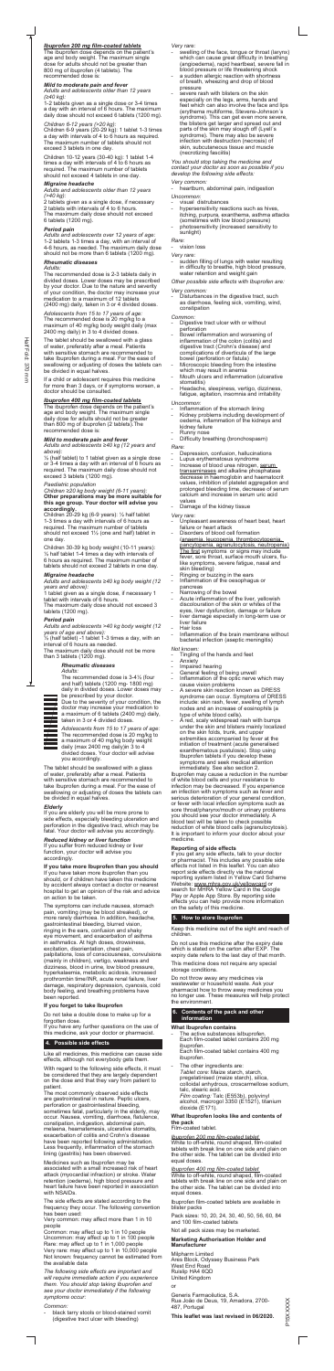### *Ibuprofen 200 mg film-coated tablets*

The ibuprofen dose depends on the patient's age and body weight. The maximum single dose for adults should not be greater than 800 mg of ibuprofen (4 tablets). The recommended dose is:

#### *Mild to moderate pain and fever*

*Adults and adolescents older than 12 years (≥40 kg):*

1-2 tablets given as a single dose or 3-4 times a day with an interval of 6 hours. The maximum daily dose should not exceed 6 tablets (1200 mg).

*Children 6-12 years (>20 kg):*

Children 6-9 years (20-29 kg): 1 tablet 1-3 times a day with intervals of 4 to 6 hours as required. The maximum number of tablets should not exceed 3 tablets in one day.

Children 10-12 years (30-40 kg): 1 tablet 1-4 times a day with intervals of 4 to 6 hours as required. The maximum number of tablets should not exceed 4 tablets in one day.

#### *Migraine headache*

*Adults and adolescents older than 12 years (>40 kg):*

2 tablets given as a single dose, if necessary 2 tablets with intervals of 4 to 6 hours. The maximum daily dose should not exceed 6 tablets (1200 mg).

#### *Period pain*

*Adults and adolescents over 12 years of age:* 1-2 tablets 1-3 times a day, with an interval of 4-6 hours, as needed. The maximum daily dose should not be more than 6 tablets (1200 mg).

#### *Rheumatic diseases*

*Adults:*

The recommended dose is 2-3 tablets daily in divided doses. Lower doses may be prescribed by your doctor. Due to the nature and severity of your condition, the doctor may increase your medication to a maximum of 12 tablets (2400 mg) daily, taken in 3 or 4 divided doses.

*Adolescents from 15 to 17 years of age:*

The recommended dose is 20 mg/kg to a maximum of 40 mg/kg body weight daily (max 2400 mg daily) in 3 to 4 divided doses.

The tablet should be swallowed with a glass of water, preferably after a meal. Patients with sensitive stomach are recommended to take ibuprofen during a meal. For the ease of swallowing or adjusting of doses the tablets can be divided in equal halves.

If a child or adolescent requires this medicine for more than 3 days, or if symptoms worsen, a doctor should be consulted.

### *Ibuprofen 400 mg film-coated tablets*

The ibuprofen dose depends on the patient's age and body weight. The maximum single daily dose for adults should not be greater than 800 mg of ibuprofen (2 tablets). The recommended dose is:

#### *Mild to moderate pain and fever*

*Adults and adolescents ≥40 kg (12 years and above):*

½ (half tablet) to 1 tablet given as a single dose or 3-4 times a day with an interval of 6 hours as required. The maximum daily dose should not exceed 3 tablets (1200 mg).

*Paediatric population*

*Children ≥20 kg body weight (6-11 years):*

**Other preparations may be more suitable for this age group. Your doctor will advise you accordingly.**

Children 20-29 kg (6-9 years): ½ half tablet 1-3 times a day with intervals of 6 hours as required. The maximum number of tablets should not exceed 1½ (one and half) tablet in one day.

Children 30-39 kg body weight (10-11 years): ½ half tablet 1-4 times a day with intervals of 6 hours as required. The maximum number of tablets should not exceed 2 tablets in one day.

#### *Migraine headache*

*Adults and adolescents ≥40 kg body weight (12 years and above):*

1 tablet given as a single dose, if necessary 1 tablet with intervals of 6 hours.

The maximum daily dose should not exceed 3 tablets (1200 mg).

#### *Period pain*

*Adults and adolescents >40 kg body weight (12 years of age and above):*

½ (half tablet) -1 tablet 1-3 times a day, with an interval of 6 hours as needed.

The maximum daily dose should not be more than 3 tablets (1200 mg).

#### *Rheumatic diseases*

*Adults:*

The recommended dose is 3-4 ½ (four and half) tablets (1200 mg- 1800 mg) daily in divided doses. Lower doses may be prescribed by your doctor.

Due to the severity of your condition, the doctor may increase your medication to a maximum of 6 tablets (2400 mg) daily, taken in 3 or 4 divided doses.

*Adolescents from 15 to 17 years of age:* The recommended dose is 20 mg/kg to a maximum of 40 mg/kg body weight daily (max 2400 mg daily) in 3 to 4 divided doses. Your doctor will advise you accordingly.

The tablet should be swallowed with a glass of water, preferably after a meal. Patients with sensitive stomach are recommended to take ibuprofen during a meal. For the ease of swallowing or adjusting of doses the tablets can be divided in equal halves.

#### *Elderly*

If you are elderly you will be more prone to side effects, especially bleeding ulceration and perforation in the digestive tract, which may be fatal. Your doctor will advise you accordingly.

#### *Reduced kidney or liver function*

If you suffer from reduced kidney or liver function, your doctor will advise you accordingly.

### **If you take more Ibuprofen than you should**

If you have taken more Ibuprofen than you should, or if children have taken this medicine by accident always contact a doctor or nearest hospital to get an opinion of the risk and advice on action to be taken.

The symptoms can include nausea, stomach pain, vomiting (may be blood streaked), or more rarely diarrhoea. In addition, headache, gastrointestinal bleeding, blurred vision, ringing in the ears, confusion and shaky eye movement, and exacerbation of asthma in asthmatics. At high doses, drowsiness, excitation, disorientation, chest pain, palpitations, loss of consciousness, convulsions (mainly in children), vertigo, weakness and dizziness, blood in urine, low blood pressure, hyperkalaemia, metabolic acidosis, increased prothrombin time/INR, acute renal failure, liver damage, respiratory depression, cyanosis, cold body feeling, and breathing problems have been reported.

### **If you forget to take Ibuprofen**

Do not take a double dose to make up for a forgotten dose.

If you have any further questions on the use of this medicine, ask your doctor or pharmacist.

## **4. Possible side effects**

Like all medicines, this medicine can cause side effects, although not everybody gets them.

With regard to the following side effects, it must be considered that they are largely dependent on the dose and that they vary from patient to patient.

The most commonly observed side effects are gastrointestinal in nature. Peptic ulcers, perforation or gastrointestinal bleeding, sometimes fatal, particularly in the elderly, may occur. Nausea, vomiting, diarrhoea, flatulence, constipation, indigestion, abdominal pain, melaena, haematemesis, ulcerative stomatitis, exacerbation of colitis and Crohn's disease have been reported following administration. Less frequently, inflammation of the stomach lining (gastritis) has been observed.

Medicines such as ibuprofen may be associated with a small increased risk of heart attack (myocardial infarction) or stroke. Water retention (oedema), high blood pressure and heart failure have been reported in association with NSAIDs.

The side effects are stated according to the frequency they occur. The following convention has been used:

Very common: may affect more than 1 in 10 people

Common: may affect up to 1 in 10 people

Uncommon: may affect up to 1 in 100 people

Rare: may affect up to 1 in 1,000 people

Very rare: may affect up to 1 in 10,000 people

Not known: frequency cannot be estimated from the available data

*The following side effects are important and will require immediate action if you experience them. You should stop taking Ibuprofen and see your doctor immediately if the following symptoms occur:*

*Common:*

- black tarry stools or blood-stained vomit (digestive tract ulcer with bleeding)

*Very rare:*

- swelling of the face, tongue or throat (larynx) which can cause great difficulty in breathing (angioedema), rapid heartbeat, severe fall in blood pressure or life threatening shock
- a sudden allergic reaction with shortness of breath, wheezing and drop of blood pressure
- severe rash with blisters on the skin especially on the legs, arms, hands and feet which can also involve the face and lips (erythema multiforme, Stevens-Johnson's syndrome). This can get even more severe, the blisters get larger and spread out and parts of the skin may slough off (Lyell's syndrome). There may also be severe infection with destruction (necrosis) of skin, subcutaneous tissue and muscle (necrotising fasciitis).

*You should stop taking the medicine and contact your doctor as soon as possible if you develop the following side effects:*

*Very common:*

- heartburn, abdominal pain, indigestion

*Uncommon:*

- visual disturbances
- hypersensitivity reactions such as hives, itching, purpura, exanthema, asthma attacks (sometimes with low blood pressure)
- photosensitivity (increased sensitivity to sunlight)

*Rare:*

- vision loss

*Very rare:*

- sudden filling of lungs with water resulting in difficulty to breathe, high blood pressure, water retention and weight gain

*Other possible side effects with Ibuprofen are:*

*Very common:*

- Disturbances in the digestive tract, such as diarrhoea, feeling sick, vomiting, wind, constipation

*Common:*

- Digestive tract ulcer with or without perforation
- Bowel inflammation and worsening of inflammation of the colon (colitis) and digestive tract (Crohn's disease) and complications of diverticula of the large bowel (perforation or fistula)
- Microscopic bleeding from the intestine which may result in anaemia
- Mouth ulcers and inflammation (ulcerative stomatitis)
- Headache, sleepiness, vertigo, dizziness, fatigue, agitation, insomnia and irritability

*Uncommon:*

- Inflammation of the stomach lining
- Kidney problems including development of oedema, inflammation of the kidneys and kidney failure
- Runny nose
- Difficulty breathing (bronchospasm)

*Rare:*

- Depression, confusion, hallucinations
- Lupus erythematosus syndrome
- Increase of blood urea nitrogen, serum transaminases and alkaline phosphatase decrease in haemoglobin and haematocrit values, inhibition of platelet aggregation and prolonged bleeding time, decrease of serum calcium and increase in serum uric acid values
- Damage of the kidney tissue

*Very rare:*

- Unpleasant awareness of heart beat, heart failure or heart attack
- Disorders of blood cell formation (anaemia, leucopenia, thrombocytopenia, pancytopenia, agranulocytosis, neutropenia). The first symptoms or signs may include fever, sore throat, surface mouth ulcers, flu-like symptoms, severe fatigue, nasal and skin bleeding).
- Ringing or buzzing in the ears
- Inflammation of the oesophagus or pancreas
- Narrowing of the bowel
- Acute inflammation of the liver, yellowish discolouration of the skin or whites of the eyes, liver dysfunction, damage or failure
- liver damage especially in long-term use or liver failure
- Hair loss
- Inflammation of the brain membrane without bacterial infection (aseptic meningitis)

*Not known:*

- Tingling of the hands and feet
- Anxiety
- Impaired hearing
- General feeling of being unwell
- Inflammation of the optic nerve which may cause vision problems
- A severe skin reaction known as DRESS syndrome can occur. Symptoms of DRESS include: skin rash, fever, swelling of lymph nodes and an increase of eosinophils (a type of white blood cells).
- A red, scaly widespread rash with bumps under the skin and blisters mainly localized on the skin folds, trunk, and upper extremities accompanied by fever at the initiation of treatment (acute generalised exanthematous pustulosis). Stop using Ibuprofen tablets if you develop these symptoms and seek medical attention immediately. See also section 2.

Ibuprofen may cause a reduction in the number of white blood cells and your resistance to infection may be decreased. If you experience an infection with symptoms such as fever and serious deterioration of your general condition, or fever with local infection symptoms such as sore throat/pharynx/mouth or urinary problems you should see your doctor immediately. A blood test will be taken to check possible reduction of white blood cells (agranulocytosis). It is important to inform your doctor about your medicine.

### **Reporting of side effects**

If you get any side effects, talk to your doctor or pharmacist. This includes any possible side effects not listed in this leaflet. You can also report side effects directly via the national reporting system listed in Yellow Card Scheme Website: www.mhra.gov.uk/yellowcard or search for MHRA Yellow Card in the Google Play or Apple App Store. By reporting side effects you can help provide more information on the safety of this medicine.

## **5. How to store Ibuprofen**

Keep this medicine out of the sight and reach of children.

Do not use this medicine after the expiry date which is stated on the carton after EXP. The expiry date refers to the last day of that month.

This medicine does not require any special storage conditions.

Do not throw away any medicines via wastewater or household waste. Ask your pharmacist how to throw away medicines you no longer use. These measures will help protect the environment.

## **6. Contents of the pack and other information**

### **What Ibuprofen contains**

- The active substance is ibuprofen: Each film-coated tablet contains 200 mg ibuprofen. Each film-coated tablet contains 400 mg ibuprofen.
- The other ingredients are: *Tablet core:* Maize starch, starch, pregelatinised (maize starch), silica, colloidal anhydrous, croscarmellose sodium, talc, stearic acid. *Film coating:* Talc (E553b), polyvinyl alcohol, macrogol 3350 (E1521), titanium dioxide (E171).

### **What Ibuprofen looks like and contents of the pack**

Film-coated tablet.

*Ibuprofen 200 mg film-coated tablet*

White to off-white, round shaped, film-coated tablets with break line on one side and plain on the other side. The tablet can be divided into equal doses.

*Ibuprofen 400 mg film-coated tablet*

White to off-white, round shaped, film-coated tablets with break line on one side and plain on the other side. The tablet can be divided into equal doses.

Ibuprofen film-coated tablets are available in blister packs

Pack sizes: 10, 20, 24, 30, 40, 50, 56, 60, 84 and 100 film-coated tablets

Not all pack sizes may be marketed.

### **Marketing Authorisation Holder and Manufacturer**

Milpharm Limited
Ares Block, Odyssey Business Park
West End Road
Ruislip HA4 6QD
United Kingdom

or

Generis Farmacêutica, S.A.
Rua João de Deus, 19, Amadora, 2700-487, Portugal

**This leaflet was last revised in 06/2020.**